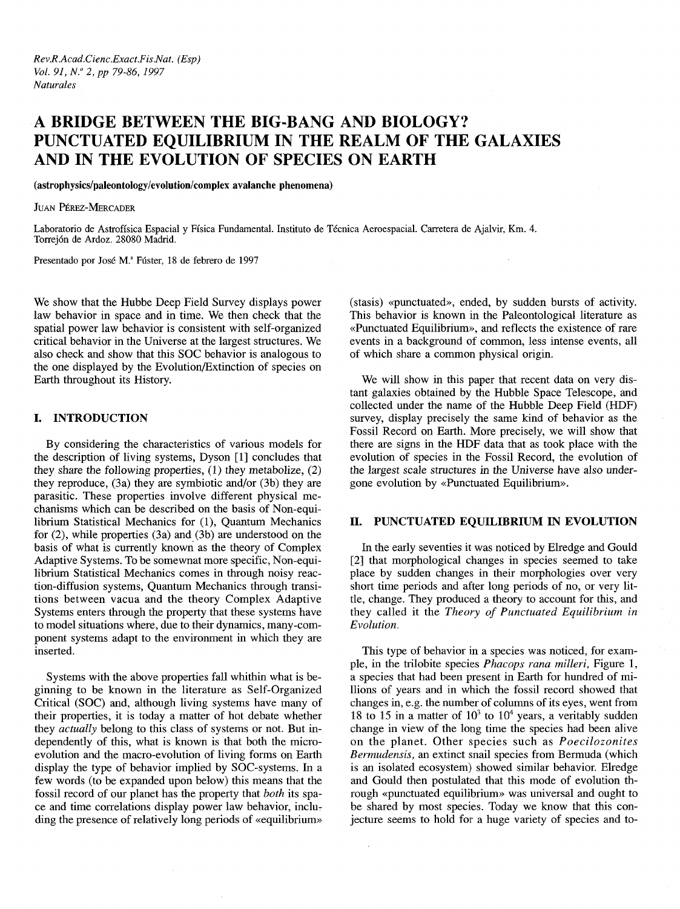# A BRIDGE BETWEEN THE BIG-BANG AND BIOLOGY? PUNCTUATED EQUILIBRIUM IN THE REALM OF THE GALAXIES AND IN THE EVOLUTION OF SPECIES ON EARTH

**(astrophysics/paleontology/evolution/complex avalanche phenomena)**

JUAN PÉREZ-MERCADER

Laboratorio de Astrofísica Espacial y Física Fundamental. Instituto de Técnica Aeroespacial. Carretera de Ajalvir, Km. 4. Torrejón de Ardoz. 28080 Madrid.

Presentado por José M.ª Fúster, 18 de febrero de 1997

We show that the Hubbe Deep Field Survey displays power law behavior in space and in time. We then check that the spatial power law behavior is consistent with self-organized critical behavior in the Universe at the largest structures. We also check and show that this SOC behavior is analogous to the one displayed by the Evolution/Extinction of species on Earth throughout its History.

## I. INTRODUCTION

By considering the characteristics of various models for the description of living systems, Dyson [1] concludes that *they share the following properties*, (1) they metabolize, (2) they reproduce, (3a) they are symbiotic and/or (3b) they are parasitic. These properties involve different physical mechanisms which can be described on the basis of Non-equilibrium Statistical Mechanics for (1), Quantum Mechanics for (2), while properties (3a) and (3b) are understood on the basis of what is currently known as the theory of Complex Adaptive Systems. To be somewnat more specific, Non-equilibrium Statistical Mechanics comes in through noisy reaction-diffusion systems, Quantum Mechanics through transitions between vacua and the theory Complex Adaptive Systems enters through the property that these systems have to model situations where, due to their dynamics, many-component systems adapt to the environment in which they are inserted.

Systems with the above properties fall whithin what is beginning to be known in the literature as Self-Organized Critical (SOC) and, although living systems have many of their properties, it is today a matter of hot debate whether they *actually* belong to this class of systems or not. But independently of this, what is known is that both the micro-evolution and the macro-evolution of living forms on Earth display the type of behavior implied by SOC-systems. In a few words (to be expanded upon below) this means that the fossil record of our planet has the property that *both* its space and time correlations display power law behavior, including the presence of relatively long periods of «equilibrium» (stasis) «punctuated», ended, by sudden bursts of activity. This behavior is known in the Paleontological literature as «Punctuated Equilibrium», and reflects the existence of rare events in a background of common, less intense events, all of which share a common physical origin.

We will show in this paper that recent data on very distant galaxies obtained by the Hubble Space Telescope, and collected under the name of the Hubble Deep Field (HDF) survey, display precisely the same kind of behavior as the Fossil Record on Earth. More precisely, we will show that there are signs in the HDF data that as took place with the evolution of species in the Fossil Record, the evolution of the largest scale structures in the Universe have also undergone evolution by «Punctuated Equilibrium».

## II. PUNCTUATED EQUILIBRIUM IN EVOLUTION

In the early seventies it was noticed by Elredge and Gould [2] that morphological changes in species seemed to take place by sudden changes in their morphologies over very short time periods and after long periods of no, or very little, change. They produced a theory to account for this, and they called it the *Theory of Punctuated Equilibrium in Evolution.*

This type of behavior in a species was noticed, for example, in the trilobite species *Phacops rana milleri*, Figure 1, a species that had been present in Earth for hundred of millions of years and in which the fossil record showed that changes in, e.g. the number of columns of its eyes, went from 18 to 15 in a matter of $10^3$ to $10^4$ years, a veritably sudden change in view of the long time the species had been alive on the planet. Other species such as *Poecilozonites Bermudensis*, an extinct snail species from Bermuda (which is an isolated ecosystem) showed similar behavior. Elredge and Gould then postulated that this mode of evolution through «punctuated equilibrium» was universal and ought to be shared by most species. Today we know that this conjecture seems to hold for a huge variety of species and to-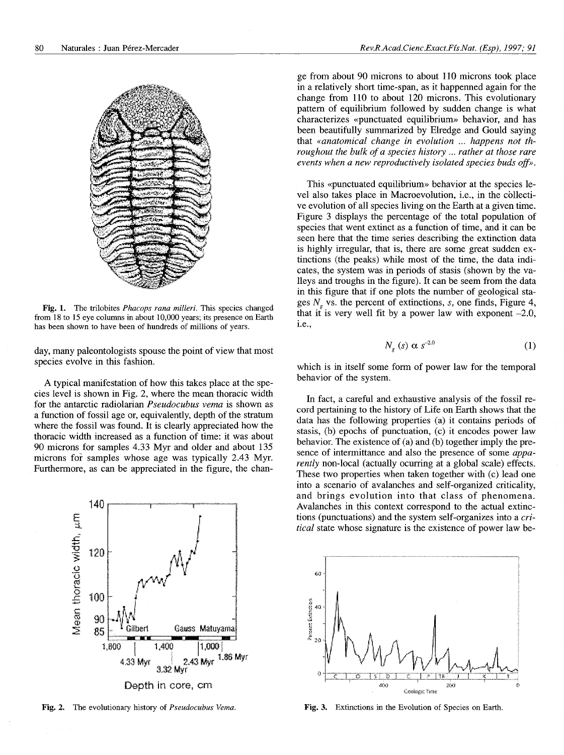Fig. 1. The trilobites *Phacops rana milleri*. This species changed from 18 to 15 eye columns in about 10,000 years; its presence on Earth has been shown to have been of hundreds of millions of years.

day, many paleontologists spouse the point of view that most species evolve in this fashion.

A typical manifestation of how this takes place at the species level is shown in Fig. 2, where the mean thoracic width for the antarctic radiolarian *Pseudocubus vema* is shown as a function of fossil age or, equivalently, depth of the stratum where the fossil was found. It is clearly appreciated how the thoracic width increased as a function of time: it was about 90 microns for samples 4.33 Myr and older and about 135 microns for samples whose age was typically 2.43 Myr. Furthermore, as can be appreciated in the figure, the change from about 90 microns to about 110 microns took place in a relatively short time-span, as it happenned again for the change from 110 to about 120 microns. This evolutionary pattern of equilibrium followed by sudden change is what characterizes «punctuated equilibrium» behavior, and has been beautifully summarized by Elredge and Gould saying that *«anatomical change in evolution ... happens not throughout the bulk of a species history ... rather at those rare events when a new reproductively isolated species buds off»*.

Fig. 2. The evolutionary history of *Pseudocubus Vema*.

This «punctuated equilibrium» behavior at the species level also takes place in Macroevolution, i.e., in the collective evolution of all species living on the Earth at a given time. Figure 3 displays the percentage of the total population of species that went extinct as a function of time, and it can be seen here that the time series describing the extinction data is highly irregular, that is, there are some great sudden extinctions (the peaks) while most of the time, the data indicates, the system was in periods of stasis (shown by the valleys and troughs in the figure). It can be seem from the data in this figure that if one plots the number of geological stages $N_g$ vs. the percent of extinctions, $s$, one finds, Figure 4, that it is very well fit by a power law with exponent –2.0, i.e.,

$$N_g\,(s)\,\alpha\, s^{-2.0} \tag{1}$$

which is in itself some form of power law for the temporal behavior of the system.

In fact, a careful and exhaustive analysis of the fossil record pertaining to the history of Life on Earth shows that the data has the following properties (a) it contains periods of stasis, (b) epochs of punctuation, (c) it encodes power law behavior. The existence of (a) and (b) together imply the presence of intermittance and also the presence of some *apparently* non-local (actually ocurring at a global scale) effects. These two properties when taken together with (c) lead one into a scenario of avalanches and self-organized criticality, and brings evolution into that class of phenomena. Avalanches in this context correspond to the actual extinctions (punctuations) and the system self-organizes into a *critical* state whose signature is the existence of power law be-

Fig. 3. Extinctions in the Evolution of Species on Earth.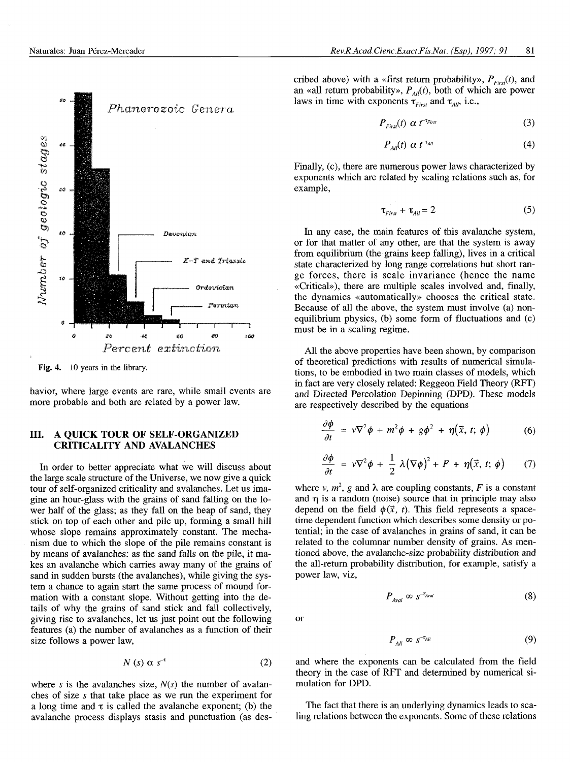Fig. 4. 10 years in the library.

havior, where large events are rare, while small events are more probable and both are related by a power law.

## III. A QUICK TOUR OF SELF-ORGANIZED CRITICALITY AND AVALANCHES

In order to better appreciate what we will discuss about the large scale structure of the Universe, we now give a quick tour of self-organized criticality and avalanches. Let us imagine an hour-glass with the grains of sand falling on the lower half of the glass; as they fall on the heap of sand, they stick on top of each other and pile up, forming a small hill whose slope remains approximately constant. The mechanism due to which the slope of the pile remains constant is by means of avalanches: as the sand falls on the pile, it makes an avalanche which carries away many of the grains of sand in sudden bursts (the avalanches), while giving the system a chance to again start the same process of mound formation with a constant slope. Without getting into the details of why the grains of sand stick and fall collectively, giving rise to avalanches, let us just point out the following features (a) the number of avalanches as a function of their size follows a power law,

$$N(s) \propto s^{-\tau} \tag{2}$$

where $s$ is the avalanches size, $N(s)$ the number of avalanches of size $s$ that take place as we run the experiment for a long time and $\tau$ is called the avalanche exponent; (b) the avalanche process displays stasis and punctuation (as described above) with a «first return probability», $P_{First}(t)$, and an «all return probability», $P_{All}(t)$, both of which are power laws in time with exponents $\tau_{First}$ and $\tau_{All}$, i.e.,

$$P_{First}(t) \propto t^{-\tau_{First}} \tag{3}$$

$$P_{All}(t) \propto t^{-\tau_{All}} \tag{4}$$

Finally, (c), there are numerous power laws characterized by exponents which are related by scaling relations such as, for example,

$$\tau_{First} + \tau_{All} = 2 \tag{5}$$

In any case, the main features of this avalanche system, or for that matter of any other, are that the system is away from equilibrium (the grains keep falling), lives in a critical state characterized by long range correlations but short range forces, there is scale invariance (hence the name «Critical»), there are multiple scales involved and, finally, the dynamics «automatically» chooses the critical state. Because of all the above, the system must involve (a) non-equilibrium physics, (b) some form of fluctuations and (c) must be in a scaling regime.

All the above properties have been shown, by comparison of theoretical predictions with results of numerical simulations, to be embodied in two main classes of models, which in fact are very closely related: Reggeon Field Theory (RFT) and Directed Percolation Depinning (DPD). These models are respectively described by the equations

$$\frac{\partial \phi}{\partial t} = \nu \nabla^2 \phi + m^2 \phi + g \phi^2 + \eta(\vec{x}, t; \phi) \tag{6}$$

$$\frac{\partial \phi}{\partial t} = \nu \nabla^2 \phi + \frac{1}{2} \lambda (\nabla \phi)^2 + F + \eta(\vec{x}, t; \phi) \tag{7}$$

where $\nu$, $m^2$, $g$ and $\lambda$ are coupling constants, $F$ is a constant and $\eta$ is a random (noise) source that in principle may also depend on the field $\phi(\vec{x}, t)$. This field represents a space-time dependent function which describes some density or potential; in the case of avalanches in grains of sand, it can be related to the columnar number density of grains. As mentioned above, the avalanche-size probability distribution and the all-return probability distribution, for example, satisfy a power law, viz,

$$P_{Aval} \propto s^{-\tau_{Aval}} \tag{8}$$

or

$$P_{All} \propto s^{-\tau_{All}} \tag{9}$$

and where the exponents can be calculated from the field theory in the case of RFT and determined by numerical simulation for DPD.

The fact that there is an underlying dynamics leads to scaling relations between the exponents. Some of these relations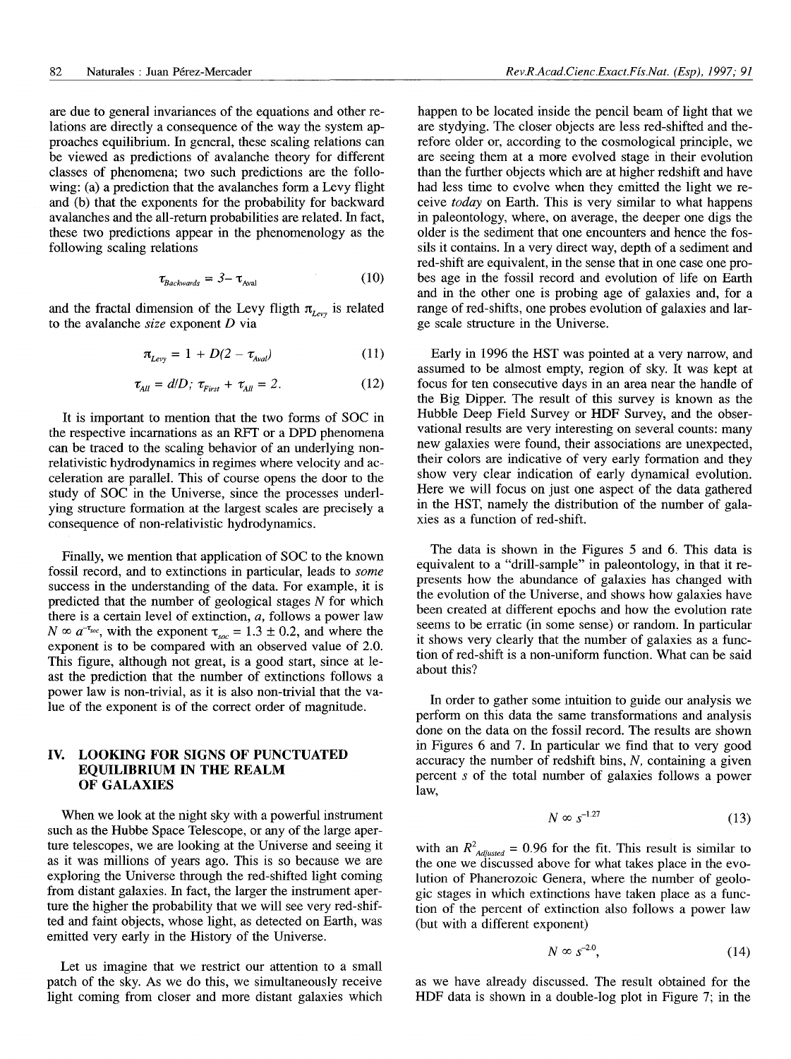are due to general invariances of the equations and other relations are directly a consequence of the way the system approaches equilibrium. In general, these scaling relations can be viewed as predictions of avalanche theory for different classes of phenomena; two such predictions are the following: (a) a prediction that the avalanches form a Levy flight and (b) that the exponents for the probability for backward avalanches and the all-return probabilities are related. In fact, these two predictions appear in the phenomenology as the following scaling relations

$$\tau_{Backwards} = 3 - \tau_{Aval} \tag{10}$$

and the fractal dimension of the Levy fligth $\pi_{Levy}$ is related to the avalanche *size* exponent $D$ via

$$\pi_{Levy} = 1 + D(2 - \tau_{Aval}) \tag{11}$$

$$\tau_{All} = d/D;\ \tau_{First} + \tau_{All} = 2. \tag{12}$$

It is important to mention that the two forms of SOC in the respective incarnations as an RFT or a DPD phenomena can be traced to the scaling behavior of an underlying non-relativistic hydrodynamics in regimes where velocity and acceleration are parallel. This of course opens the door to the study of SOC in the Universe, since the processes underlying structure formation at the largest scales are precisely a consequence of non-relativistic hydrodynamics.

Finally, we mention that application of SOC to the known fossil record, and to extinctions in particular, leads to *some* success in the understanding of the data. For example, it is predicted that the number of geological stages $N$ for which there is a certain level of extinction, $a$, follows a power law $N \propto a^{-\tau_{soc}}$, with the exponent $\tau_{soc} = 1.3 \pm 0.2$, and where the exponent is to be compared with an observed value of 2.0. This figure, although not great, is a good start, since at least the prediction that the number of extinctions follows a power law is non-trivial, as it is also non-trivial that the value of the exponent is of the correct order of magnitude.

## IV. LOOKING FOR SIGNS OF PUNCTUATED EQUILIBRIUM IN THE REALM OF GALAXIES

When we look at the night sky with a powerful instrument such as the Hubbe Space Telescope, or any of the large aperture telescopes, we are looking at the Universe and seeing it as it was millions of years ago. This is so because we are exploring the Universe through the red-shifted light coming from distant galaxies. In fact, the larger the instrument aperture the higher the probability that we will see very red-shifted and faint objects, whose light, as detected on Earth, was emitted very early in the History of the Universe.

Let us imagine that we restrict our attention to a small patch of the sky. As we do this, we simultaneously receive light coming from closer and more distant galaxies which happen to be located inside the pencil beam of light that we are stydying. The closer objects are less red-shifted and therefore older or, according to the cosmological principle, we are seeing them at a more evolved stage in their evolution than the further objects which are at higher redshift and have had less time to evolve when they emitted the light we receive *today* on Earth. This is very similar to what happens in paleontology, where, on average, the deeper one digs the older is the sediment that one encounters and hence the fossils it contains. In a very direct way, depth of a sediment and red-shift are equivalent, in the sense that in one case one probes age in the fossil record and evolution of life on Earth and in the other one is probing age of galaxies and, for a range of red-shifts, one probes evolution of galaxies and large scale structure in the Universe.

Early in 1996 the HST was pointed at a very narrow, and assumed to be almost empty, region of sky. It was kept at focus for ten consecutive days in an area near the handle of the Big Dipper. The result of this survey is known as the Hubble Deep Field Survey or HDF Survey, and the observational results are very interesting on several counts: many new galaxies were found, their associations are unexpected, their colors are indicative of very early formation and they show very clear indication of early dynamical evolution. Here we will focus on just one aspect of the data gathered in the HST, namely the distribution of the number of galaxies as a function of red-shift.

The data is shown in the Figures 5 and 6. This data is equivalent to a "drill-sample" in paleontology, in that it represents how the abundance of galaxies has changed with the evolution of the Universe, and shows how galaxies have been created at different epochs and how the evolution rate seems to be erratic (in some sense) or random. In particular it shows very clearly that the number of galaxies as a function of red-shift is a non-uniform function. What can be said about this?

In order to gather some intuition to guide our analysis we perform on this data the same transformations and analysis done on the data on the fossil record. The results are shown in Figures 6 and 7. In particular we find that to very good accuracy the number of redshift bins, $N$, containing a given percent $s$ of the total number of galaxies follows a power law,

$$N \propto s^{-1.27} \tag{13}$$

with an $R^2_{Adjusted} = 0.96$ for the fit. This result is similar to the one we discussed above for what takes place in the evolution of Phanerozoic Genera, where the number of geologic stages in which extinctions have taken place as a function of the percent of extinction also follows a power law (but with a different exponent)

$$N \propto s^{-2.0}, \tag{14}$$

as we have already discussed. The result obtained for the HDF data is shown in a double-log plot in Figure 7; in the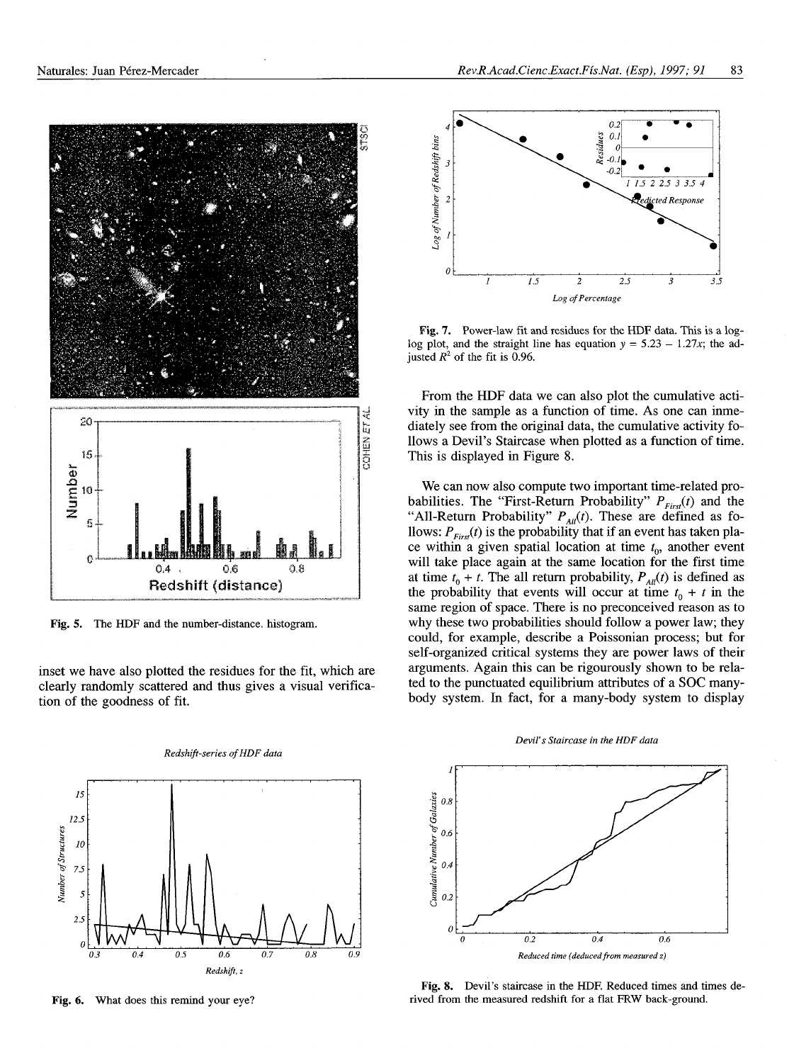Fig. 5. The HDF and the number-distance. histogram.

inset we have also plotted the residues for the fit, which are clearly randomly scattered and thus gives a visual verification of the goodness of fit.

Fig. 6. What does this remind your eye?

Fig. 7. Power-law fit and residues for the HDF data. This is a log-log plot, and the straight line has equation $y = 5.23 - 1.27x$; the adjusted $R^2$ of the fit is 0.96.

From the HDF data we can also plot the cumulative activity in the sample as a function of time. As one can inmediately see from the original data, the cumulative activity follows a Devil's Staircase when plotted as a function of time. This is displayed in Figure 8.

We can now also compute two important time-related probabilities. The "First-Return Probability" $P_{First}(t)$ and the "All-Return Probability" $P_{All}(t)$. These are defined as follows: $P_{First}(t)$ is the probability that if an event has taken place within a given spatial location at time $t_0$, another event will take place again at the same location for the first time at time $t_0 + t$. The all return probability, $P_{All}(t)$ is defined as the probability that events will occur at time $t_0 + t$ in the same region of space. There is no preconceived reason as to why these two probabilities should follow a power law; they could, for example, describe a Poissonian process; but for self-organized critical systems they are power laws of their arguments. Again this can be rigourously shown to be related to the punctuated equilibrium attributes of a SOC many-body system. In fact, for a many-body system to display

Fig. 8. Devil's staircase in the HDF. Reduced times and times derived from the measured redshift for a flat FRW back-ground.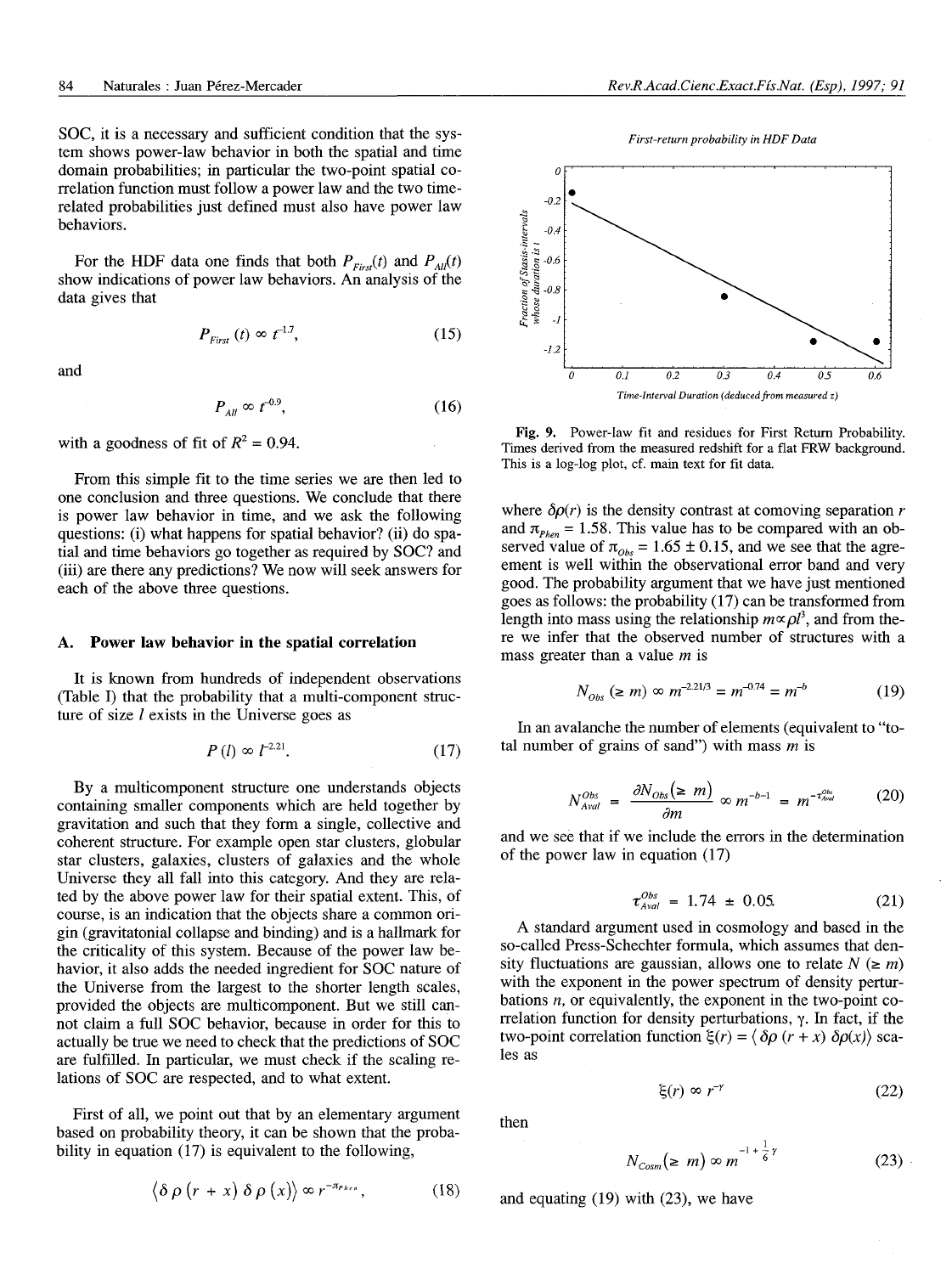SOC, it is a necessary and sufficient condition that the system shows power-law behavior in both the spatial and time domain probabilities; in particular the two-point spatial correlation function must follow a power law and the two time-related probabilities just defined must also have power law behaviors.

For the HDF data one finds that both $P_{First}(t)$ and $P_{All}(t)$ show indications of power law behaviors. An analysis of the data gives that

$$P_{First}(t) \propto t^{-1.7}, \tag{15}$$

and

$$P_{All} \propto t^{-0.9}, \tag{16}$$

with a goodness of fit of $R^2 = 0.94$.

From this simple fit to the time series we are then led to one conclusion and three questions. We conclude that there is power law behavior in time, and we ask the following questions: (i) what happens for spatial behavior? (ii) do spatial and time behaviors go together as required by SOC? and (iii) are there any predictions? We now will seek answers for each of the above three questions.

### A. Power law behavior in the spatial correlation

It is known from hundreds of independent observations (Table I) that the probability that a multi-component structure of size $l$ exists in the Universe goes as

$$P(l) \propto l^{-2.21}. \tag{17}$$

By a multicomponent structure one understands objects containing smaller components which are held together by gravitation and such that they form a single, collective and coherent structure. For example open star clusters, globular star clusters, galaxies, clusters of galaxies and the whole Universe they all fall into this category. And they are related by the above power law for their spatial extent. This, of course, is an indication that the objects share a common origin (gravitatonial collapse and binding) and is a hallmark for the criticality of this system. Because of the power law behavior, it also adds the needed ingredient for SOC nature of the Universe from the largest to the shorter length scales, provided the objects are multicomponent. But we still cannot claim a full SOC behavior, because in order for this to actually be true we need to check that the predictions of SOC are fulfilled. In particular, we must check if the scaling relations of SOC are respected, and to what extent.

First of all, we point out that by an elementary argument based on probability theory, it can be shown that the probability in equation (17) is equivalent to the following,

$$\langle \delta\rho(r+x)\,\delta\rho(x)\rangle \propto r^{-\pi_{Phen}}, \tag{18}$$

Fig. 9. Power-law fit and residues for First Return Probability. Times derived from the measured redshift for a flat FRW background. This is a log-log plot, cf. main text for fit data.

where $\delta\rho(r)$ is the density contrast at comoving separation $r$ and $\pi_{Phen} = 1.58$. This value has to be compared with an observed value of $\pi_{Obs} = 1.65 \pm 0.15$, and we see that the agreement is well within the observational error band and very good. The probability argument that we have just mentioned goes as follows: the probability (17) can be transformed from length into mass using the relationship $m \propto \rho l^3$, and from there we infer that the observed number of structures with a mass greater than a value $m$ is

$$N_{Obs}(\geq m) \propto m^{-2.21/3} = m^{-0.74} = m^{-b} \tag{19}$$

In an avalanche the number of elements (equivalent to "total number of grains of sand") with mass $m$ is

$$N^{Obs}_{Aval} = \frac{\partial N_{Obs}(\geq m)}{\partial m} \propto m^{-b-1} = m^{-\tau^{Obs}_{Aval}} \tag{20}$$

and we see that if we include the errors in the determination of the power law in equation (17)

$$\tau^{Obs}_{Aval} = 1.74 \pm 0.05 \tag{21}$$

A standard argument used in cosmology and based in the so-called Press-Schechter formula, which assumes that density fluctuations are gaussian, allows one to relate $N(\geq m)$ with the exponent in the power spectrum of density perturbations $n$, or equivalently, the exponent in the two-point correlation function for density perturbations, $\gamma$. In fact, if the two-point correlation function $\xi(r) = \langle \delta\rho(r+x)\,\delta\rho(x)\rangle$ scales as

$$\xi(r) \propto r^{-\gamma} \tag{22}$$

then

$$N_{Cosm}(\geq m) \propto m^{-1+\frac{1}{6}\gamma} \tag{23}$$

and equating (19) with (23), we have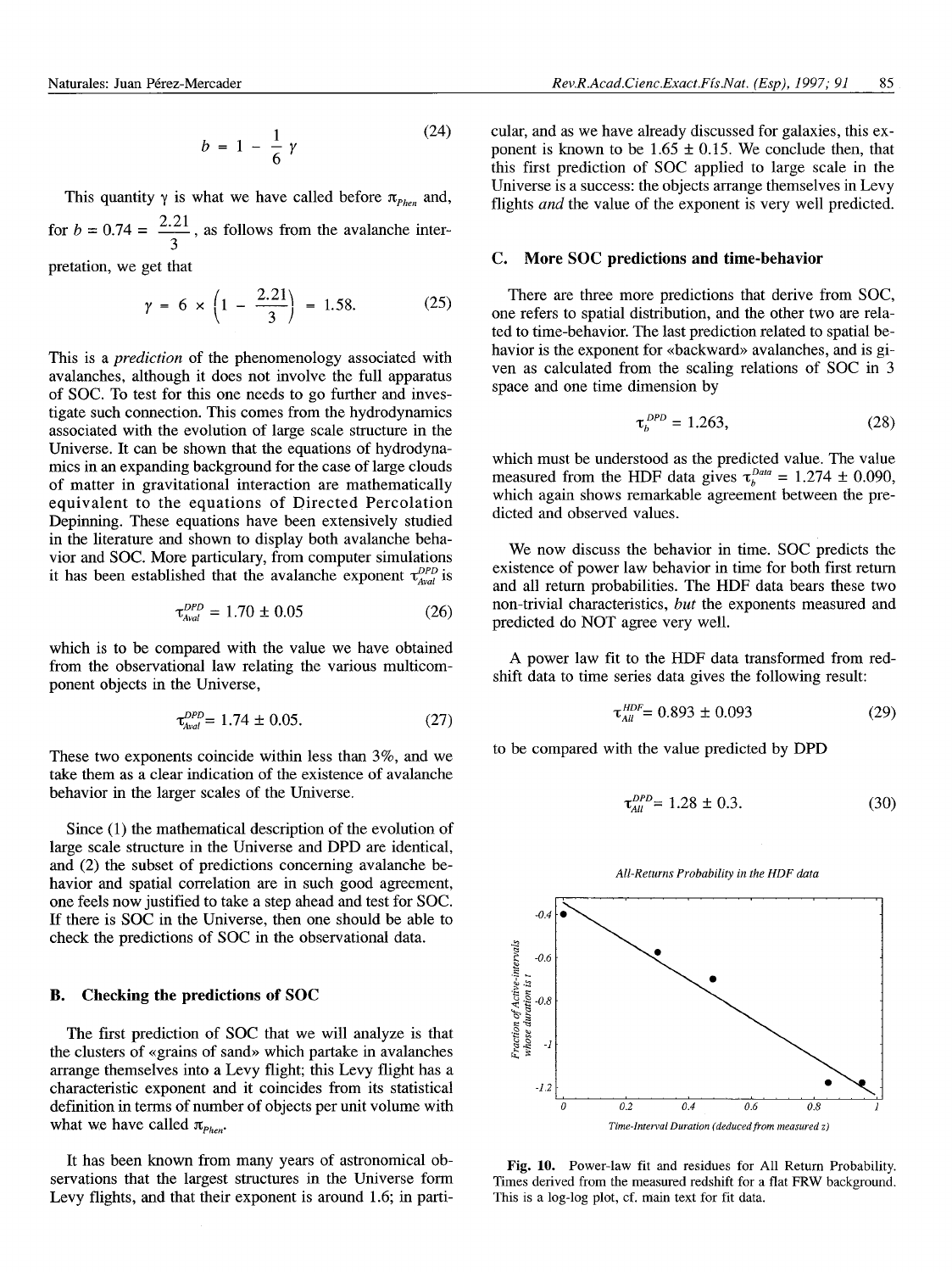$$b = 1 - \frac{1}{6}\gamma \tag{24}$$

This quantity $\gamma$ is what we have called before $\pi_{Phen}$ and, for $b = 0.74 = \frac{2.21}{3}$, as follows from the avalanche interpretation, we get that

$$\gamma = 6 \times \left(1 - \frac{2.21}{3}\right) = 1.58. \tag{25}$$

This is a *prediction* of the phenomenology associated with avalanches, although it does not involve the full apparatus of SOC. To test for this one needs to go further and investigate such connection. This comes from the hydrodynamics associated with the evolution of large scale structure in the Universe. It can be shown that the equations of hydrodynamics in an expanding background for the case of large clouds of matter in gravitational interaction are mathematically equivalent to the equations of Directed Percolation Depinning. These equations have been extensively studied in the literature and shown to display both avalanche behavior and SOC. More particulary, from computer simulations it has been established that the avalanche exponent $\tau_{Aval}^{DPD}$ is

$$\tau_{Aval}^{DPD} = 1.70 \pm 0.05 \tag{26}$$

which is to be compared with the value we have obtained from the observational law relating the various multicomponent objects in the Universe,

$$\tau_{Aval}^{DPD} = 1.74 \pm 0.05. \tag{27}$$

These two exponents coincide within less than 3%, and we take them as a clear indication of the existence of avalanche behavior in the larger scales of the Universe.

Since (1) the mathematical description of the evolution of large scale structure in the Universe and DPD are identical, and (2) the subset of predictions concerning avalanche behavior and spatial correlation are in such good agreement, one feels now justified to take a step ahead and test for SOC. If there is SOC in the Universe, then one should be able to check the predictions of SOC in the observational data.

### B. Checking the predictions of SOC

The first prediction of SOC that we will analyze is that the clusters of «grains of sand» which partake in avalanches arrange themselves into a Levy flight; this Levy flight has a characteristic exponent and it coincides from its statistical definition in terms of number of objects per unit volume with what we have called $\pi_{Phen}$.

It has been known from many years of astronomical observations that the largest structures in the Universe form Levy flights, and that their exponent is around 1.6; in particular, and as we have already discussed for galaxies, this exponent is known to be 1.65 ± 0.15. We conclude then, that this first prediction of SOC applied to large scale in the Universe is a success: the objects arrange themselves in Levy flights *and* the value of the exponent is very well predicted.

### C. More SOC predictions and time-behavior

There are three more predictions that derive from SOC, one refers to spatial distribution, and the other two are related to time-behavior. The last prediction related to spatial behavior is the exponent for «backward» avalanches, and is given as calculated from the scaling relations of SOC in 3 space and one time dimension by

$$\tau_b^{DPD} = 1.263, \tag{28}$$

which must be understood as the predicted value. The value measured from the HDF data gives $\tau_b^{Data} = 1.274 \pm 0.090$, which again shows remarkable agreement between the predicted and observed values.

We now discuss the behavior in time. SOC predicts the existence of power law behavior in time for both first return and all return probabilities. The HDF data bears these two non-trivial characteristics, *but* the exponents measured and predicted do NOT agree very well.

A power law fit to the HDF data transformed from redshift data to time series data gives the following result:

$$\tau_{All}^{HDF} = 0.893 \pm 0.093 \tag{29}$$

to be compared with the value predicted by DPD

$$\tau_{All}^{DPD} = 1.28 \pm 0.3. \tag{30}$$

*All-Returns Probability in the HDF data*

**Fig. 10.** Power-law fit and residues for All Return Probability. Times derived from the measured redshift for a flat FRW background. This is a log-log plot, cf. main text for fit data.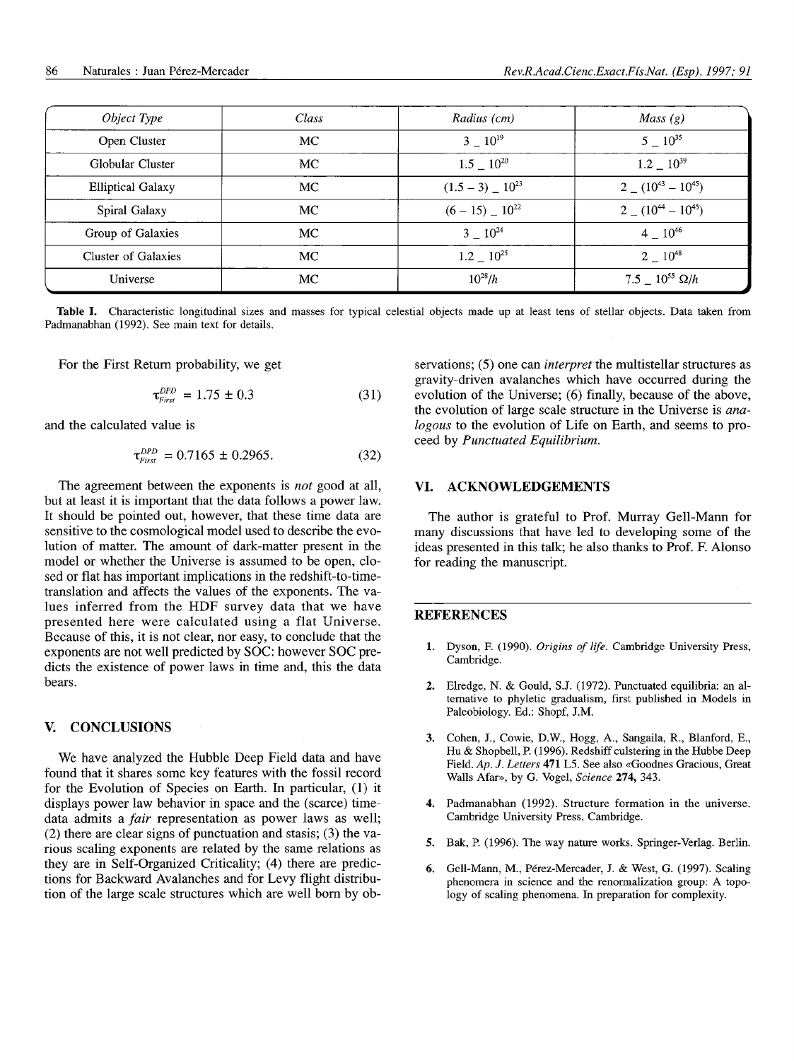| *Object Type* | *Class* | *Radius (cm)* | *Mass (g)* |
|---|---|---|---|
| Open Cluster | MC | $3 \_ 10^{19}$ | $5 \_ 10^{35}$ |
| Globular Cluster | MC | $1.5 \_ 10^{20}$ | $1.2 \_ 10^{39}$ |
| Elliptical Galaxy | MC | $(1.5 - 3) \_ 10^{23}$ | $2 \_ (10^{43} - 10^{45})$ |
| Spiral Galaxy | MC | $(6 - 15) \_ 10^{22}$ | $2 \_ (10^{44} - 10^{45})$ |
| Group of Galaxies | MC | $3 \_ 10^{24}$ | $4 \_ 10^{46}$ |
| Cluster of Galaxies | MC | $1.2 \_ 10^{25}$ | $2 \_ 10^{48}$ |
| Universe | MC | $10^{28}/h$ | $7.5 \_ 10^{55}\ \Omega/h$ |

**Table I.** Characteristic longitudinal sizes and masses for typical celestial objects made up at least tens of stellar objects. Data taken from Padmanabhan (1992). See main text for details.

For the First Return probability, we get

$$\tau_{First}^{DPD} = 1.75 \pm 0.3 \tag{31}$$

and the calculated value is

$$\tau_{First}^{DPD} = 0.7165 \pm 0.2965. \tag{32}$$

The agreement between the exponents is *not* good at all, but at least it is important that the data follows a power law. It should be pointed out, however, that these time data are sensitive to the cosmological model used to describe the evolution of matter. The amount of dark-matter present in the model or whether the Universe is assumed to be open, closed or flat has important implications in the redshift-to-time-translation and affects the values of the exponents. The values inferred from the HDF survey data that we have presented here were calculated using a flat Universe. Because of this, it is not clear, nor easy, to conclude that the exponents are not well predicted by SOC: however SOC predicts the existence of power laws in time and, this the data bears.

## V. CONCLUSIONS

We have analyzed the Hubble Deep Field data and have found that it shares some key features with the fossil record for the Evolution of Species on Earth. In particular, (1) it displays power law behavior in space and the (scarce) time-data admits a *fair* representation as power laws as well; (2) there are clear signs of punctuation and stasis; (3) the various scaling exponents are related by the same relations as they are in Self-Organized Criticality; (4) there are predictions for Backward Avalanches and for Levy flight distribution of the large scale structures which are well born by observations; (5) one can *interpret* the multistellar structures as gravity-driven avalanches which have occurred during the evolution of the Universe; (6) finally, because of the above, the evolution of large scale structure in the Universe is *analogous* to the evolution of Life on Earth, and seems to proceed by *Punctuated Equilibrium.*

## VI. ACKNOWLEDGEMENTS

The author is grateful to Prof. Murray Gell-Mann for many discussions that have led to developing some of the ideas presented in this talk; he also thanks to Prof. F. Alonso for reading the manuscript.

## REFERENCES

1. Dyson, F. (1990). *Origins of life.* Cambridge University Press, Cambridge.
2. Elredge, N. & Gould, S.J. (1972). Punctuated equilibria: an alternative to phyletic gradualism, first published in Models in Paleobiology. Ed.: Shopf, J.M.
3. Cohen, J., Cowie, D.W., Hogg, A., Sangaila, R., Blanford, E., Hu & Shopbell, P. (1996). Redshiff culstering in the Hubbe Deep Field. *Ap. J. Letters* **471** L5. See also «Goodnes Gracious, Great Walls Afar», by G. Vogel, *Science* **274,** 343.
4. Padmanabhan (1992). Structure formation in the universe. Cambridge University Press, Cambridge.
5. Bak, P. (1996). The way nature works. Springer-Verlag. Berlin.
6. Gell-Mann, M., Pérez-Mercader, J. & West, G. (1997). Scaling phenomera in science and the renormalization group: A topology of scaling phenomena. In preparation for complexity.